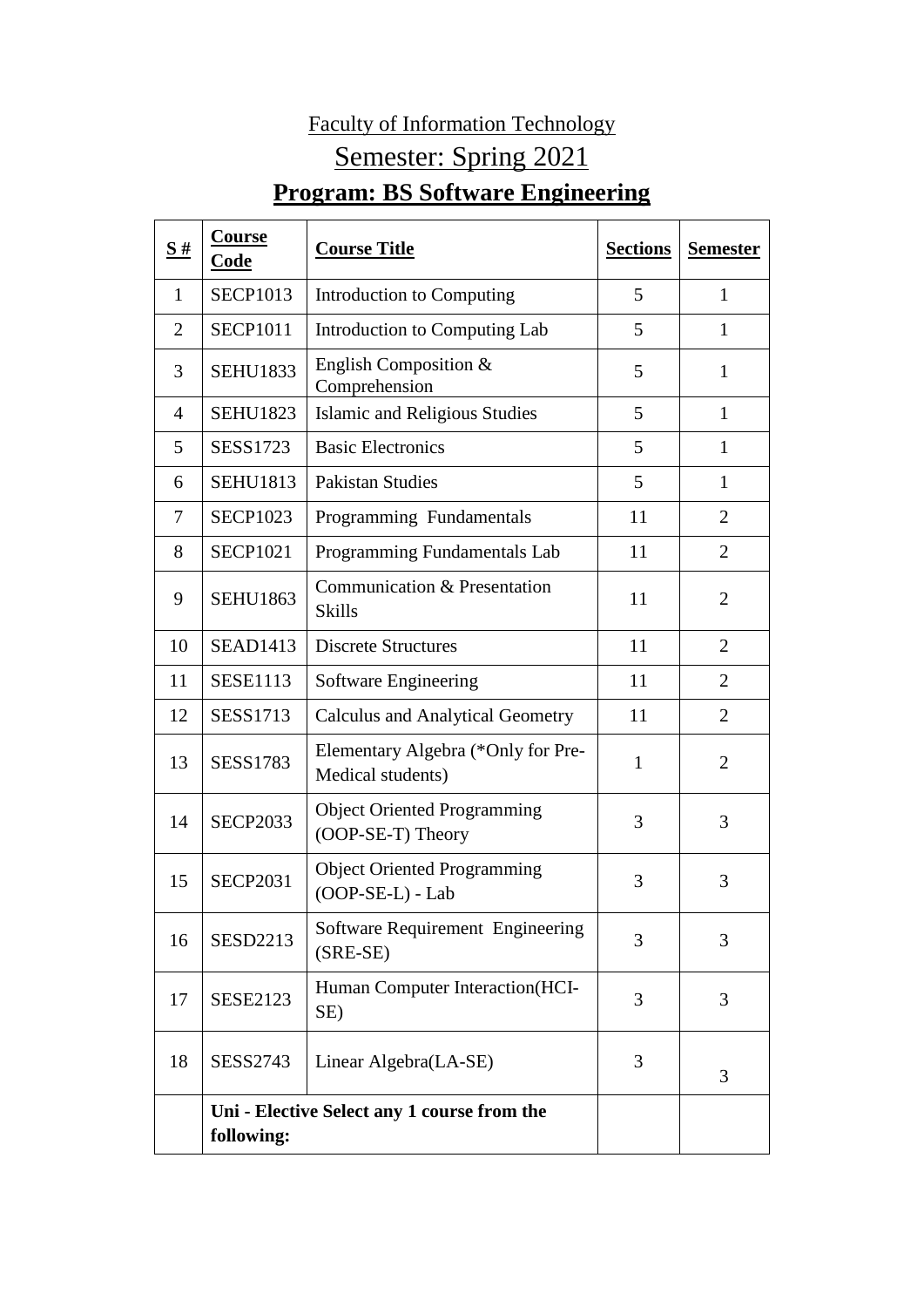Faculty of Information Technology

Semester: Spring 2021

# Program: BS Software Engineering

| S # | Course Code | Course Title | Sections | Semester |
|---|---|---|---|---|
| 1 | SECP1013 | Introduction to Computing | 5 | 1 |
| 2 | SECP1011 | Introduction to Computing Lab | 5 | 1 |
| 3 | SEHU1833 | English Composition & Comprehension | 5 | 1 |
| 4 | SEHU1823 | Islamic and Religious Studies | 5 | 1 |
| 5 | SESS1723 | Basic Electronics | 5 | 1 |
| 6 | SEHU1813 | Pakistan Studies | 5 | 1 |
| 7 | SECP1023 | Programming Fundamentals | 11 | 2 |
| 8 | SECP1021 | Programming Fundamentals Lab | 11 | 2 |
| 9 | SEHU1863 | Communication & Presentation Skills | 11 | 2 |
| 10 | SEAD1413 | Discrete Structures | 11 | 2 |
| 11 | SESE1113 | Software Engineering | 11 | 2 |
| 12 | SESS1713 | Calculus and Analytical Geometry | 11 | 2 |
| 13 | SESS1783 | Elementary Algebra (*Only for Pre-Medical students) | 1 | 2 |
| 14 | SECP2033 | Object Oriented Programming (OOP-SE-T) Theory | 3 | 3 |
| 15 | SECP2031 | Object Oriented Programming (OOP-SE-L) - Lab | 3 | 3 |
| 16 | SESD2213 | Software Requirement Engineering (SRE-SE) | 3 | 3 |
| 17 | SESE2123 | Human Computer Interaction(HCI-SE) | 3 | 3 |
| 18 | SESS2743 | Linear Algebra(LA-SE) | 3 | 3 |
| | **Uni - Elective Select any 1 course from the following:** | | | |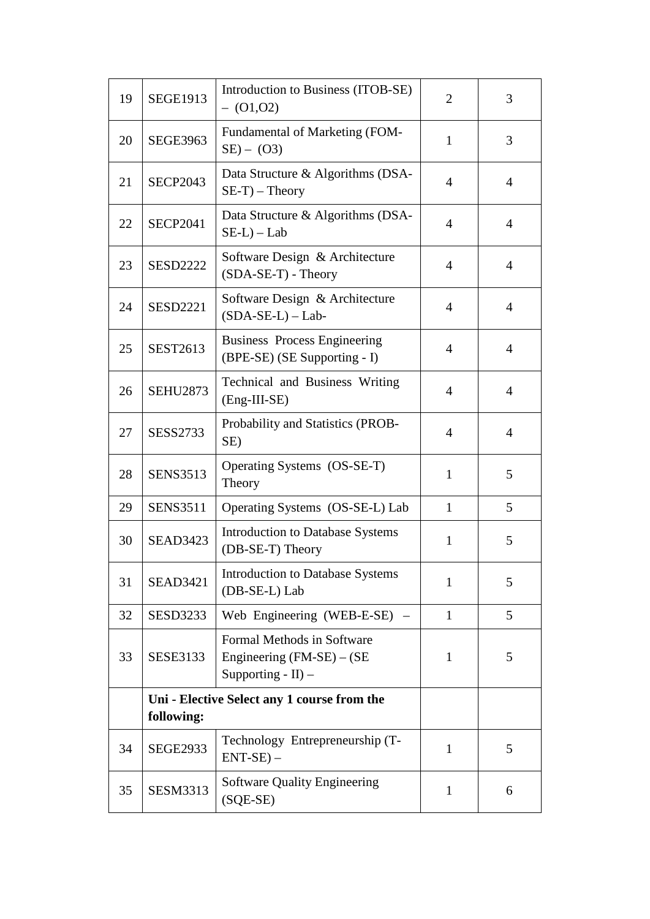| 19 | SEGE1913 | Introduction to Business (ITOB-SE) – (O1,O2) | 2 | 3 |
|---|---|---|---|---|
| 20 | SEGE3963 | Fundamental of Marketing (FOM-SE) – (O3) | 1 | 3 |
| 21 | SECP2043 | Data Structure & Algorithms (DSA-SE-T) – Theory | 4 | 4 |
| 22 | SECP2041 | Data Structure & Algorithms (DSA-SE-L) – Lab | 4 | 4 |
| 23 | SESD2222 | Software Design & Architecture (SDA-SE-T) - Theory | 4 | 4 |
| 24 | SESD2221 | Software Design & Architecture (SDA-SE-L) – Lab- | 4 | 4 |
| 25 | SEST2613 | Business Process Engineering (BPE-SE) (SE Supporting - I) | 4 | 4 |
| 26 | SEHU2873 | Technical and Business Writing (Eng-III-SE) | 4 | 4 |
| 27 | SESS2733 | Probability and Statistics (PROB-SE) | 4 | 4 |
| 28 | SENS3513 | Operating Systems (OS-SE-T) Theory | 1 | 5 |
| 29 | SENS3511 | Operating Systems (OS-SE-L) Lab | 1 | 5 |
| 30 | SEAD3423 | Introduction to Database Systems (DB-SE-T) Theory | 1 | 5 |
| 31 | SEAD3421 | Introduction to Database Systems (DB-SE-L) Lab | 1 | 5 |
| 32 | SESD3233 | Web Engineering (WEB-E-SE) – | 1 | 5 |
| 33 | SESE3133 | Formal Methods in Software Engineering (FM-SE) – (SE Supporting - II) – | 1 | 5 |
| | **Uni - Elective Select any 1 course from the following:** | | | |
| 34 | SEGE2933 | Technology Entrepreneurship (T-ENT-SE) – | 1 | 5 |
| 35 | SESM3313 | Software Quality Engineering (SQE-SE) | 1 | 6 |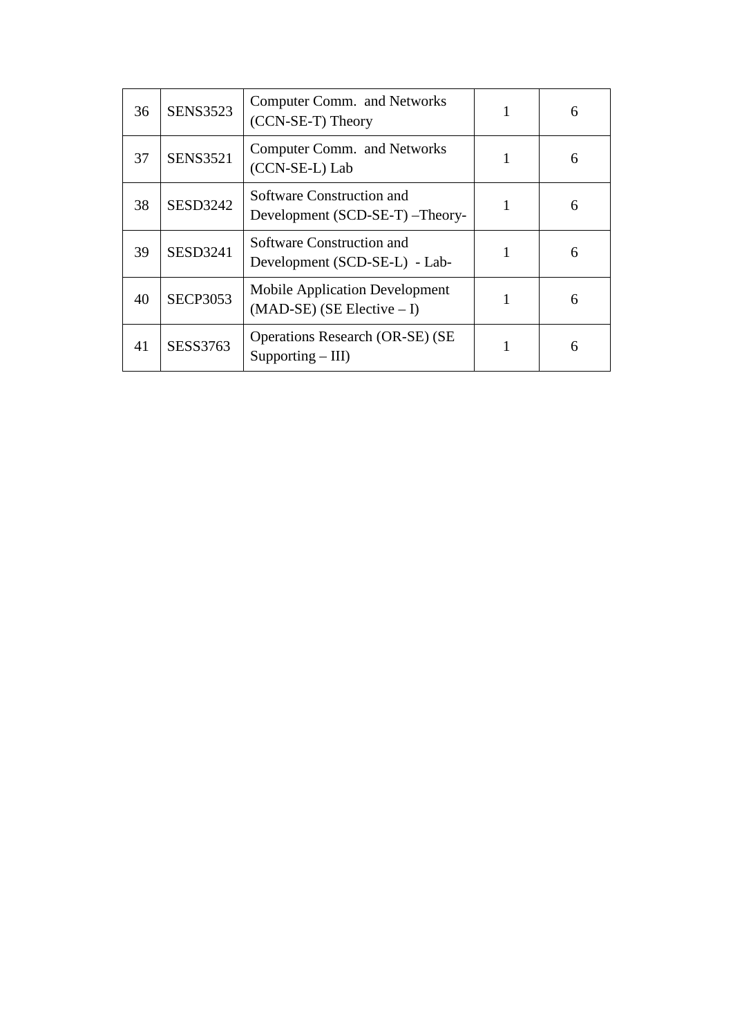| | | | | |
|---|---|---|---|---|
| 36 | SENS3523 | Computer Comm. and Networks (CCN-SE-T) Theory | 1 | 6 |
| 37 | SENS3521 | Computer Comm. and Networks (CCN-SE-L) Lab | 1 | 6 |
| 38 | SESD3242 | Software Construction and Development (SCD-SE-T) –Theory- | 1 | 6 |
| 39 | SESD3241 | Software Construction and Development (SCD-SE-L) - Lab- | 1 | 6 |
| 40 | SECP3053 | Mobile Application Development (MAD-SE) (SE Elective – I) | 1 | 6 |
| 41 | SESS3763 | Operations Research (OR-SE) (SE Supporting – III) | 1 | 6 |